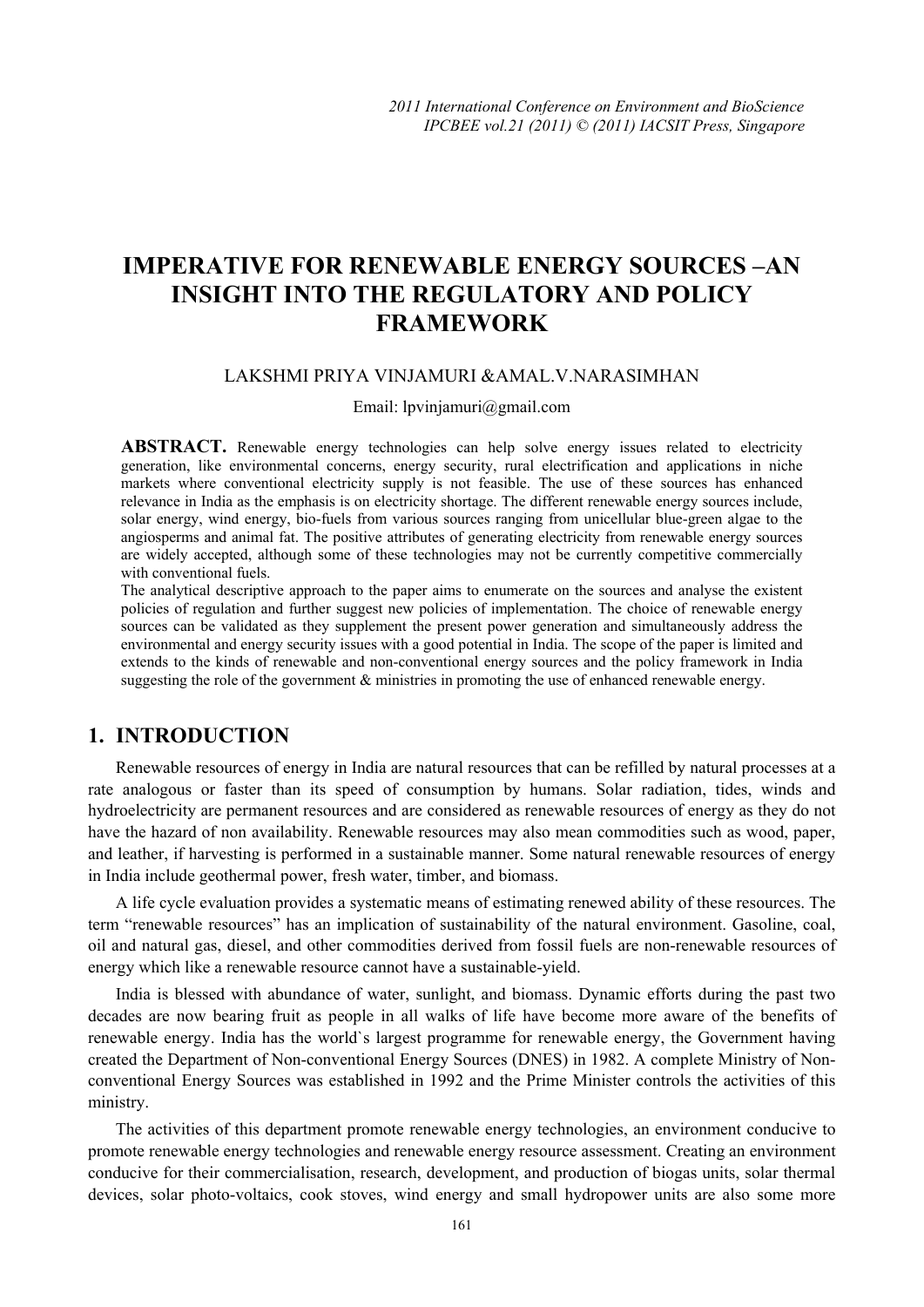# IMPERATIVE FOR RENEWABLE ENERGY SOURCES –AN INSIGHT INTO THE REGULATORY AND POLICY FRAMEWORK

LAKSHMI PRIYA VINJAMURI &AMAL.V.NARASIMHAN

Email: lpvinjamuri@gmail.com

**ABSTRACT.** Renewable energy technologies can help solve energy issues related to electricity generation, like environmental concerns, energy security, rural electrification and applications in niche markets where conventional electricity supply is not feasible. The use of these sources has enhanced relevance in India as the emphasis is on electricity shortage. The different renewable energy sources include, solar energy, wind energy, bio-fuels from various sources ranging from unicellular blue-green algae to the angiosperms and animal fat. The positive attributes of generating electricity from renewable energy sources are widely accepted, although some of these technologies may not be currently competitive commercially with conventional fuels.

The analytical descriptive approach to the paper aims to enumerate on the sources and analyse the existent policies of regulation and further suggest new policies of implementation. The choice of renewable energy sources can be validated as they supplement the present power generation and simultaneously address the environmental and energy security issues with a good potential in India. The scope of the paper is limited and extends to the kinds of renewable and non-conventional energy sources and the policy framework in India suggesting the role of the government & ministries in promoting the use of enhanced renewable energy.

## 1. INTRODUCTION

Renewable resources of energy in India are natural resources that can be refilled by natural processes at a rate analogous or faster than its speed of consumption by humans. Solar radiation, tides, winds and hydroelectricity are permanent resources and are considered as renewable resources of energy as they do not have the hazard of non availability. Renewable resources may also mean commodities such as wood, paper, and leather, if harvesting is performed in a sustainable manner. Some natural renewable resources of energy in India include geothermal power, fresh water, timber, and biomass.

A life cycle evaluation provides a systematic means of estimating renewed ability of these resources. The term "renewable resources" has an implication of sustainability of the natural environment. Gasoline, coal, oil and natural gas, diesel, and other commodities derived from fossil fuels are non-renewable resources of energy which like a renewable resource cannot have a sustainable-yield.

India is blessed with abundance of water, sunlight, and biomass. Dynamic efforts during the past two decades are now bearing fruit as people in all walks of life have become more aware of the benefits of renewable energy. India has the world`s largest programme for renewable energy, the Government having created the Department of Non-conventional Energy Sources (DNES) in 1982. A complete Ministry of Non-conventional Energy Sources was established in 1992 and the Prime Minister controls the activities of this ministry.

The activities of this department promote renewable energy technologies, an environment conducive to promote renewable energy technologies and renewable energy resource assessment. Creating an environment conducive for their commercialisation, research, development, and production of biogas units, solar thermal devices, solar photo-voltaics, cook stoves, wind energy and small hydropower units are also some more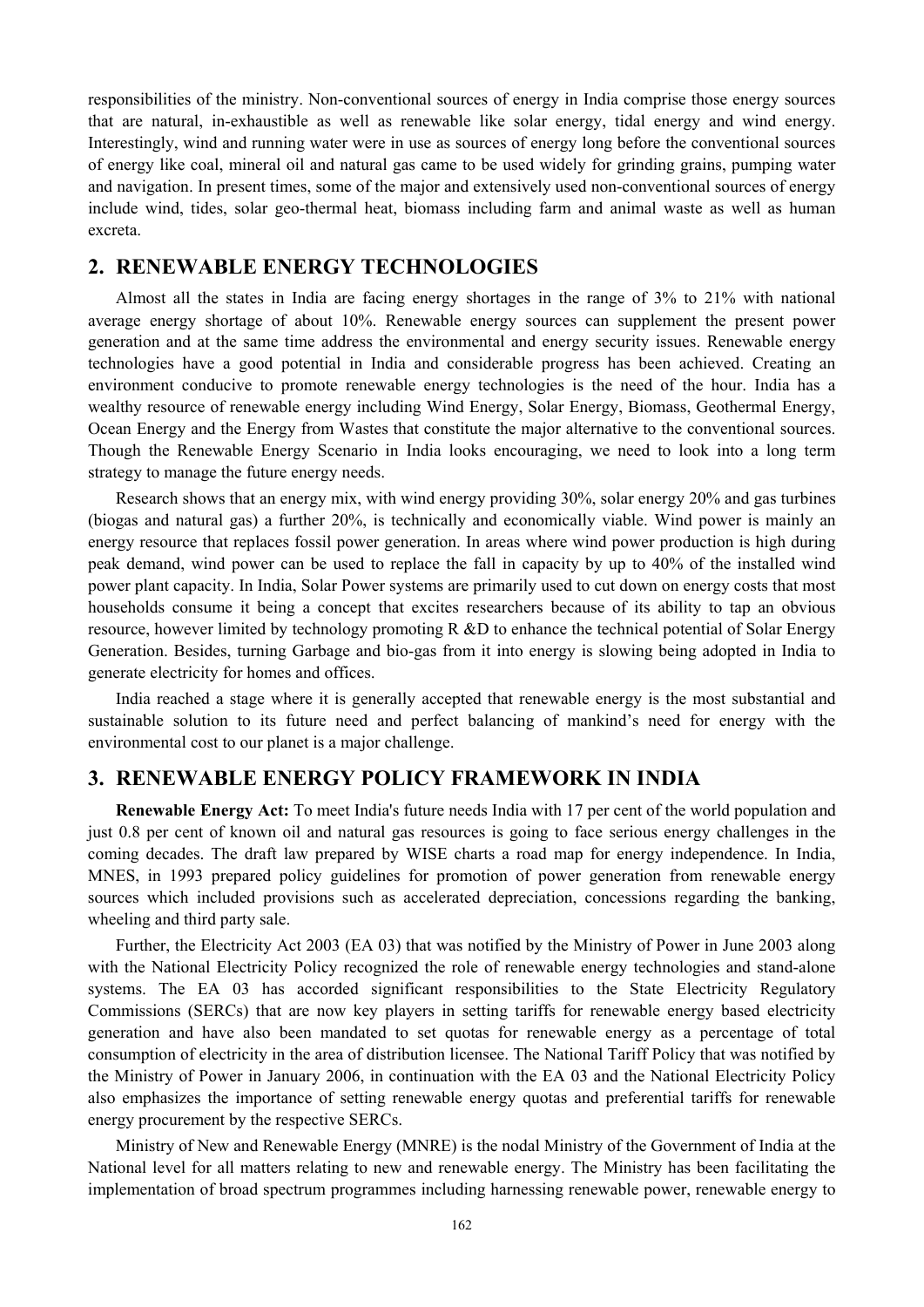responsibilities of the ministry. Non-conventional sources of energy in India comprise those energy sources that are natural, in-exhaustible as well as renewable like solar energy, tidal energy and wind energy. Interestingly, wind and running water were in use as sources of energy long before the conventional sources of energy like coal, mineral oil and natural gas came to be used widely for grinding grains, pumping water and navigation. In present times, some of the major and extensively used non-conventional sources of energy include wind, tides, solar geo-thermal heat, biomass including farm and animal waste as well as human excreta.

## 2. RENEWABLE ENERGY TECHNOLOGIES

Almost all the states in India are facing energy shortages in the range of 3% to 21% with national average energy shortage of about 10%. Renewable energy sources can supplement the present power generation and at the same time address the environmental and energy security issues. Renewable energy technologies have a good potential in India and considerable progress has been achieved. Creating an environment conducive to promote renewable energy technologies is the need of the hour. India has a wealthy resource of renewable energy including Wind Energy, Solar Energy, Biomass, Geothermal Energy, Ocean Energy and the Energy from Wastes that constitute the major alternative to the conventional sources. Though the Renewable Energy Scenario in India looks encouraging, we need to look into a long term strategy to manage the future energy needs.

Research shows that an energy mix, with wind energy providing 30%, solar energy 20% and gas turbines (biogas and natural gas) a further 20%, is technically and economically viable. Wind power is mainly an energy resource that replaces fossil power generation. In areas where wind power production is high during peak demand, wind power can be used to replace the fall in capacity by up to 40% of the installed wind power plant capacity. In India, Solar Power systems are primarily used to cut down on energy costs that most households consume it being a concept that excites researchers because of its ability to tap an obvious resource, however limited by technology promoting R &D to enhance the technical potential of Solar Energy Generation. Besides, turning Garbage and bio-gas from it into energy is slowing being adopted in India to generate electricity for homes and offices.

India reached a stage where it is generally accepted that renewable energy is the most substantial and sustainable solution to its future need and perfect balancing of mankind's need for energy with the environmental cost to our planet is a major challenge.

## 3. RENEWABLE ENERGY POLICY FRAMEWORK IN INDIA

**Renewable Energy Act:** To meet India's future needs India with 17 per cent of the world population and just 0.8 per cent of known oil and natural gas resources is going to face serious energy challenges in the coming decades. The draft law prepared by WISE charts a road map for energy independence. In India, MNES, in 1993 prepared policy guidelines for promotion of power generation from renewable energy sources which included provisions such as accelerated depreciation, concessions regarding the banking, wheeling and third party sale.

Further, the Electricity Act 2003 (EA 03) that was notified by the Ministry of Power in June 2003 along with the National Electricity Policy recognized the role of renewable energy technologies and stand-alone systems. The EA 03 has accorded significant responsibilities to the State Electricity Regulatory Commissions (SERCs) that are now key players in setting tariffs for renewable energy based electricity generation and have also been mandated to set quotas for renewable energy as a percentage of total consumption of electricity in the area of distribution licensee. The National Tariff Policy that was notified by the Ministry of Power in January 2006, in continuation with the EA 03 and the National Electricity Policy also emphasizes the importance of setting renewable energy quotas and preferential tariffs for renewable energy procurement by the respective SERCs.

Ministry of New and Renewable Energy (MNRE) is the nodal Ministry of the Government of India at the National level for all matters relating to new and renewable energy. The Ministry has been facilitating the implementation of broad spectrum programmes including harnessing renewable power, renewable energy to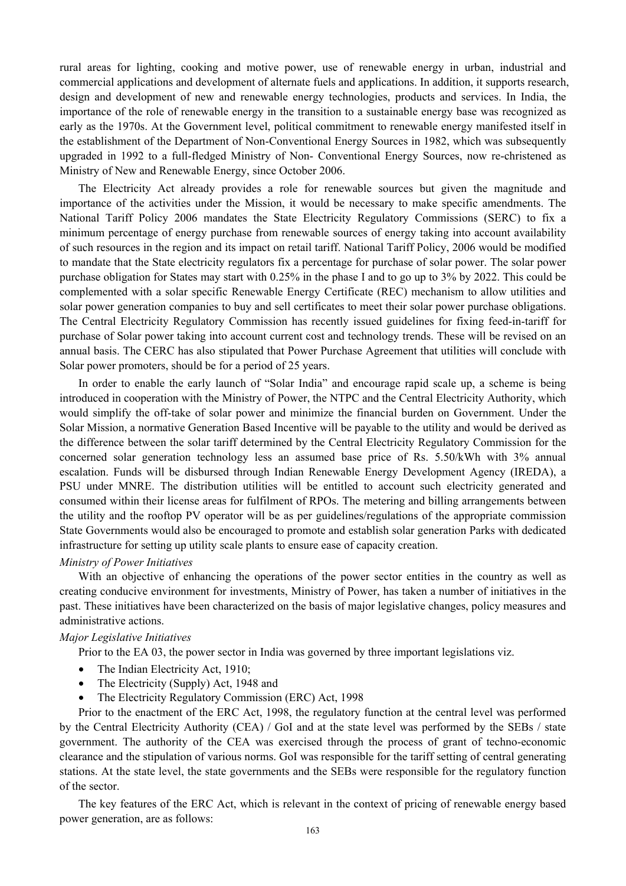rural areas for lighting, cooking and motive power, use of renewable energy in urban, industrial and commercial applications and development of alternate fuels and applications. In addition, it supports research, design and development of new and renewable energy technologies, products and services. In India, the importance of the role of renewable energy in the transition to a sustainable energy base was recognized as early as the 1970s. At the Government level, political commitment to renewable energy manifested itself in the establishment of the Department of Non-Conventional Energy Sources in 1982, which was subsequently upgraded in 1992 to a full-fledged Ministry of Non- Conventional Energy Sources, now re-christened as Ministry of New and Renewable Energy, since October 2006.

The Electricity Act already provides a role for renewable sources but given the magnitude and importance of the activities under the Mission, it would be necessary to make specific amendments. The National Tariff Policy 2006 mandates the State Electricity Regulatory Commissions (SERC) to fix a minimum percentage of energy purchase from renewable sources of energy taking into account availability of such resources in the region and its impact on retail tariff. National Tariff Policy, 2006 would be modified to mandate that the State electricity regulators fix a percentage for purchase of solar power. The solar power purchase obligation for States may start with 0.25% in the phase I and to go up to 3% by 2022. This could be complemented with a solar specific Renewable Energy Certificate (REC) mechanism to allow utilities and solar power generation companies to buy and sell certificates to meet their solar power purchase obligations. The Central Electricity Regulatory Commission has recently issued guidelines for fixing feed-in-tariff for purchase of Solar power taking into account current cost and technology trends. These will be revised on an annual basis. The CERC has also stipulated that Power Purchase Agreement that utilities will conclude with Solar power promoters, should be for a period of 25 years.

In order to enable the early launch of "Solar India" and encourage rapid scale up, a scheme is being introduced in cooperation with the Ministry of Power, the NTPC and the Central Electricity Authority, which would simplify the off-take of solar power and minimize the financial burden on Government. Under the Solar Mission, a normative Generation Based Incentive will be payable to the utility and would be derived as the difference between the solar tariff determined by the Central Electricity Regulatory Commission for the concerned solar generation technology less an assumed base price of Rs. 5.50/kWh with 3% annual escalation. Funds will be disbursed through Indian Renewable Energy Development Agency (IREDA), a PSU under MNRE. The distribution utilities will be entitled to account such electricity generated and consumed within their license areas for fulfilment of RPOs. The metering and billing arrangements between the utility and the rooftop PV operator will be as per guidelines/regulations of the appropriate commission State Governments would also be encouraged to promote and establish solar generation Parks with dedicated infrastructure for setting up utility scale plants to ensure ease of capacity creation.

*Ministry of Power Initiatives*

With an objective of enhancing the operations of the power sector entities in the country as well as creating conducive environment for investments, Ministry of Power, has taken a number of initiatives in the past. These initiatives have been characterized on the basis of major legislative changes, policy measures and administrative actions.

*Major Legislative Initiatives*

Prior to the EA 03, the power sector in India was governed by three important legislations viz.

- The Indian Electricity Act, 1910;
- The Electricity (Supply) Act, 1948 and
- The Electricity Regulatory Commission (ERC) Act, 1998

Prior to the enactment of the ERC Act, 1998, the regulatory function at the central level was performed by the Central Electricity Authority (CEA) / GoI and at the state level was performed by the SEBs / state government. The authority of the CEA was exercised through the process of grant of techno-economic clearance and the stipulation of various norms. GoI was responsible for the tariff setting of central generating stations. At the state level, the state governments and the SEBs were responsible for the regulatory function of the sector.

The key features of the ERC Act, which is relevant in the context of pricing of renewable energy based power generation, are as follows: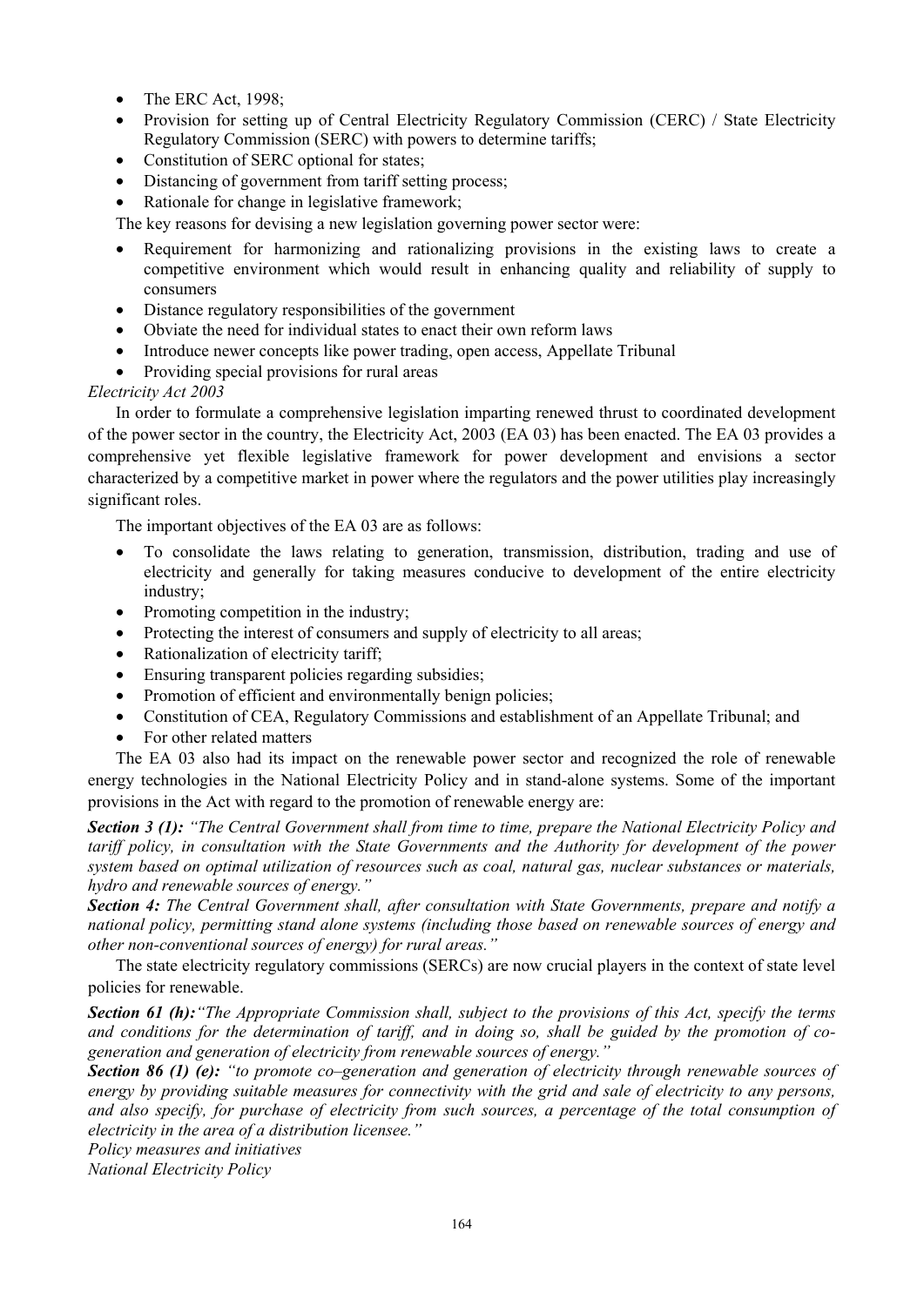- The ERC Act, 1998;
- Provision for setting up of Central Electricity Regulatory Commission (CERC) / State Electricity Regulatory Commission (SERC) with powers to determine tariffs;
- Constitution of SERC optional for states;
- Distancing of government from tariff setting process;
- Rationale for change in legislative framework;

The key reasons for devising a new legislation governing power sector were:

- Requirement for harmonizing and rationalizing provisions in the existing laws to create a competitive environment which would result in enhancing quality and reliability of supply to consumers
- Distance regulatory responsibilities of the government
- Obviate the need for individual states to enact their own reform laws
- Introduce newer concepts like power trading, open access, Appellate Tribunal
- Providing special provisions for rural areas

*Electricity Act 2003*

In order to formulate a comprehensive legislation imparting renewed thrust to coordinated development of the power sector in the country, the Electricity Act, 2003 (EA 03) has been enacted. The EA 03 provides a comprehensive yet flexible legislative framework for power development and envisions a sector characterized by a competitive market in power where the regulators and the power utilities play increasingly significant roles.

The important objectives of the EA 03 are as follows:

- To consolidate the laws relating to generation, transmission, distribution, trading and use of electricity and generally for taking measures conducive to development of the entire electricity industry;
- Promoting competition in the industry;
- Protecting the interest of consumers and supply of electricity to all areas;
- Rationalization of electricity tariff;
- Ensuring transparent policies regarding subsidies;
- Promotion of efficient and environmentally benign policies;
- Constitution of CEA, Regulatory Commissions and establishment of an Appellate Tribunal; and
- For other related matters

The EA 03 also had its impact on the renewable power sector and recognized the role of renewable energy technologies in the National Electricity Policy and in stand-alone systems. Some of the important provisions in the Act with regard to the promotion of renewable energy are:

***Section 3 (1):*** *"The Central Government shall from time to time, prepare the National Electricity Policy and tariff policy, in consultation with the State Governments and the Authority for development of the power system based on optimal utilization of resources such as coal, natural gas, nuclear substances or materials, hydro and renewable sources of energy."*

***Section 4:*** *The Central Government shall, after consultation with State Governments, prepare and notify a national policy, permitting stand alone systems (including those based on renewable sources of energy and other non-conventional sources of energy) for rural areas."*

The state electricity regulatory commissions (SERCs) are now crucial players in the context of state level policies for renewable.

***Section 61 (h):*** *"The Appropriate Commission shall, subject to the provisions of this Act, specify the terms and conditions for the determination of tariff, and in doing so, shall be guided by the promotion of co-generation and generation of electricity from renewable sources of energy."*

***Section 86 (1) (e):*** *"to promote co–generation and generation of electricity through renewable sources of energy by providing suitable measures for connectivity with the grid and sale of electricity to any persons, and also specify, for purchase of electricity from such sources, a percentage of the total consumption of electricity in the area of a distribution licensee."*

*Policy measures and initiatives*

*National Electricity Policy*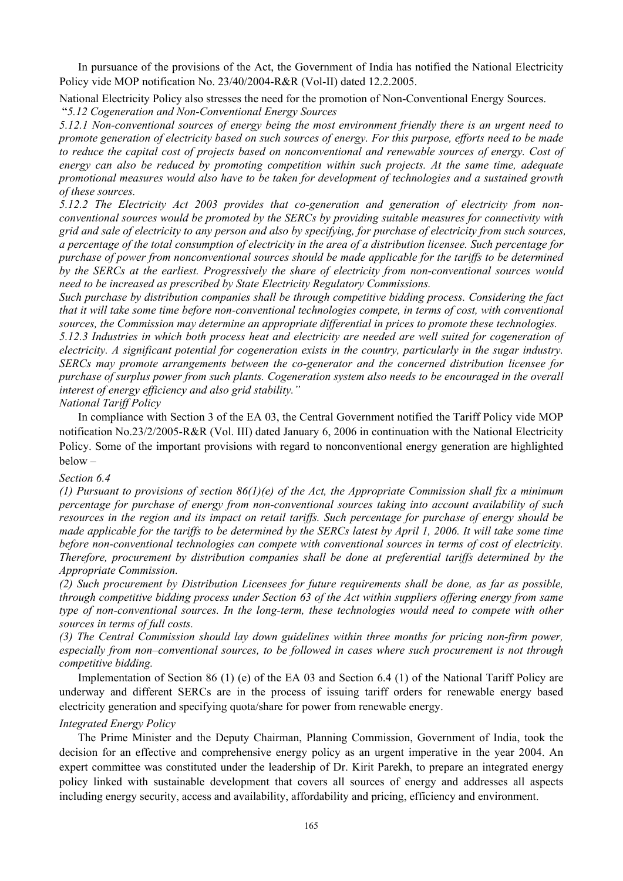In pursuance of the provisions of the Act, the Government of India has notified the National Electricity Policy vide MOP notification No. 23/40/2004-R&R (Vol-II) dated 12.2.2005.

National Electricity Policy also stresses the need for the promotion of Non-Conventional Energy Sources.

"*5.12 Cogeneration and Non-Conventional Energy Sources*

*5.12.1 Non-conventional sources of energy being the most environment friendly there is an urgent need to promote generation of electricity based on such sources of energy. For this purpose, efforts need to be made to reduce the capital cost of projects based on nonconventional and renewable sources of energy. Cost of energy can also be reduced by promoting competition within such projects. At the same time, adequate promotional measures would also have to be taken for development of technologies and a sustained growth of these sources.*

*5.12.2 The Electricity Act 2003 provides that co-generation and generation of electricity from non-conventional sources would be promoted by the SERCs by providing suitable measures for connectivity with grid and sale of electricity to any person and also by specifying, for purchase of electricity from such sources, a percentage of the total consumption of electricity in the area of a distribution licensee. Such percentage for purchase of power from nonconventional sources should be made applicable for the tariffs to be determined by the SERCs at the earliest. Progressively the share of electricity from non-conventional sources would need to be increased as prescribed by State Electricity Regulatory Commissions.*

*Such purchase by distribution companies shall be through competitive bidding process. Considering the fact that it will take some time before non-conventional technologies compete, in terms of cost, with conventional sources, the Commission may determine an appropriate differential in prices to promote these technologies.*

*5.12.3 Industries in which both process heat and electricity are needed are well suited for cogeneration of electricity. A significant potential for cogeneration exists in the country, particularly in the sugar industry. SERCs may promote arrangements between the co-generator and the concerned distribution licensee for purchase of surplus power from such plants. Cogeneration system also needs to be encouraged in the overall interest of energy efficiency and also grid stability."*

*National Tariff Policy*

In compliance with Section 3 of the EA 03, the Central Government notified the Tariff Policy vide MOP notification No.23/2/2005-R&R (Vol. III) dated January 6, 2006 in continuation with the National Electricity Policy. Some of the important provisions with regard to nonconventional energy generation are highlighted below –

*Section 6.4*

*(1) Pursuant to provisions of section 86(1)(e) of the Act, the Appropriate Commission shall fix a minimum percentage for purchase of energy from non-conventional sources taking into account availability of such resources in the region and its impact on retail tariffs. Such percentage for purchase of energy should be made applicable for the tariffs to be determined by the SERCs latest by April 1, 2006. It will take some time before non-conventional technologies can compete with conventional sources in terms of cost of electricity. Therefore, procurement by distribution companies shall be done at preferential tariffs determined by the Appropriate Commission.*

*(2) Such procurement by Distribution Licensees for future requirements shall be done, as far as possible, through competitive bidding process under Section 63 of the Act within suppliers offering energy from same type of non-conventional sources. In the long-term, these technologies would need to compete with other sources in terms of full costs.*

*(3) The Central Commission should lay down guidelines within three months for pricing non-firm power, especially from non–conventional sources, to be followed in cases where such procurement is not through competitive bidding.*

Implementation of Section 86 (1) (e) of the EA 03 and Section 6.4 (1) of the National Tariff Policy are underway and different SERCs are in the process of issuing tariff orders for renewable energy based electricity generation and specifying quota/share for power from renewable energy.

*Integrated Energy Policy*

The Prime Minister and the Deputy Chairman, Planning Commission, Government of India, took the decision for an effective and comprehensive energy policy as an urgent imperative in the year 2004. An expert committee was constituted under the leadership of Dr. Kirit Parekh, to prepare an integrated energy policy linked with sustainable development that covers all sources of energy and addresses all aspects including energy security, access and availability, affordability and pricing, efficiency and environment.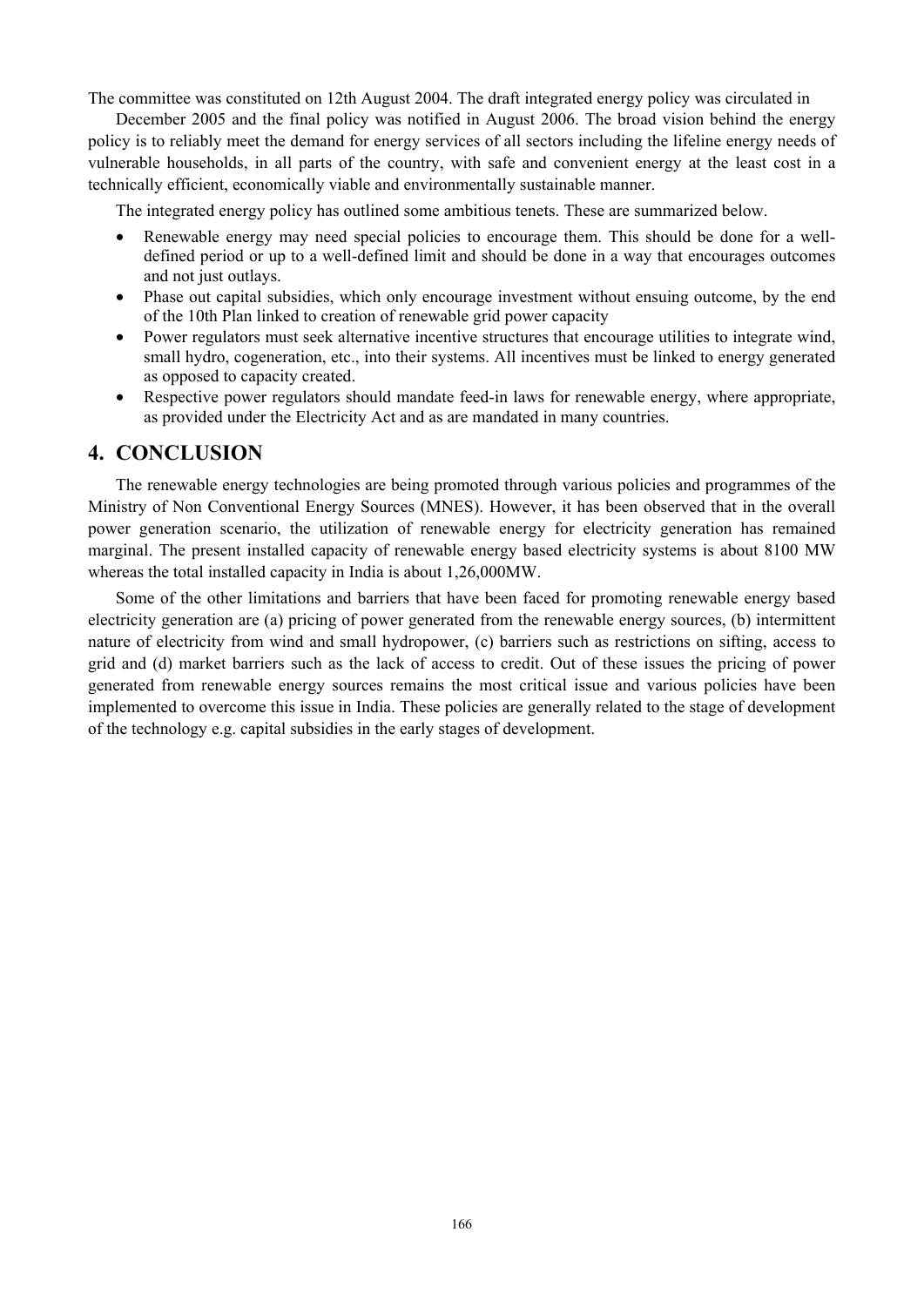The committee was constituted on 12th August 2004. The draft integrated energy policy was circulated in

December 2005 and the final policy was notified in August 2006. The broad vision behind the energy policy is to reliably meet the demand for energy services of all sectors including the lifeline energy needs of vulnerable households, in all parts of the country, with safe and convenient energy at the least cost in a technically efficient, economically viable and environmentally sustainable manner.

The integrated energy policy has outlined some ambitious tenets. These are summarized below.

- Renewable energy may need special policies to encourage them. This should be done for a well-defined period or up to a well-defined limit and should be done in a way that encourages outcomes and not just outlays.
- Phase out capital subsidies, which only encourage investment without ensuing outcome, by the end of the 10th Plan linked to creation of renewable grid power capacity
- Power regulators must seek alternative incentive structures that encourage utilities to integrate wind, small hydro, cogeneration, etc., into their systems. All incentives must be linked to energy generated as opposed to capacity created.
- Respective power regulators should mandate feed-in laws for renewable energy, where appropriate, as provided under the Electricity Act and as are mandated in many countries.

## 4. CONCLUSION

The renewable energy technologies are being promoted through various policies and programmes of the Ministry of Non Conventional Energy Sources (MNES). However, it has been observed that in the overall power generation scenario, the utilization of renewable energy for electricity generation has remained marginal. The present installed capacity of renewable energy based electricity systems is about 8100 MW whereas the total installed capacity in India is about 1,26,000MW.

Some of the other limitations and barriers that have been faced for promoting renewable energy based electricity generation are (a) pricing of power generated from the renewable energy sources, (b) intermittent nature of electricity from wind and small hydropower, (c) barriers such as restrictions on sifting, access to grid and (d) market barriers such as the lack of access to credit. Out of these issues the pricing of power generated from renewable energy sources remains the most critical issue and various policies have been implemented to overcome this issue in India. These policies are generally related to the stage of development of the technology e.g. capital subsidies in the early stages of development.